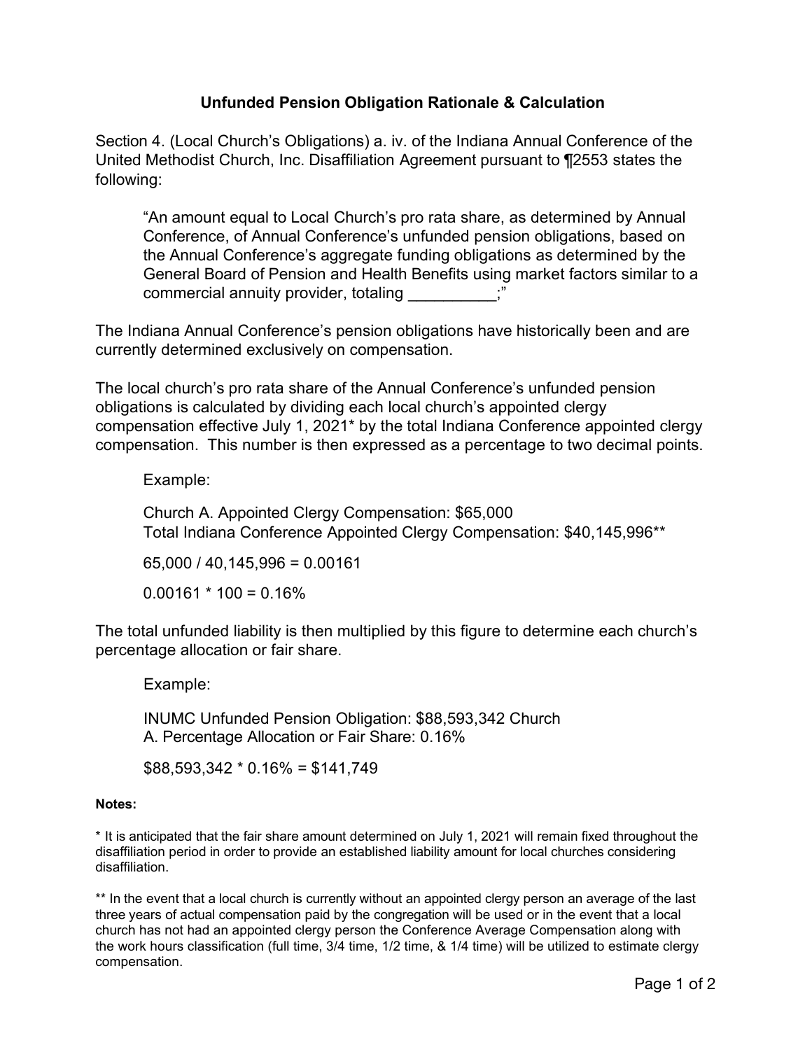# Unfunded Pension Obligation Rationale & Calculation

Section 4. (Local Church's Obligations) a. iv. of the Indiana Annual Conference of the United Methodist Church, Inc. Disaffiliation Agreement pursuant to ¶2553 states the following:

> "An amount equal to Local Church's pro rata share, as determined by Annual Conference, of Annual Conference's unfunded pension obligations, based on the Annual Conference's aggregate funding obligations as determined by the General Board of Pension and Health Benefits using market factors similar to a commercial annuity provider, totaling __________;"

The Indiana Annual Conference's pension obligations have historically been and are currently determined exclusively on compensation.

The local church's pro rata share of the Annual Conference's unfunded pension obligations is calculated by dividing each local church's appointed clergy compensation effective July 1, 2021* by the total Indiana Conference appointed clergy compensation. This number is then expressed as a percentage to two decimal points.

> Example:
>
> Church A. Appointed Clergy Compensation: $65,000
> Total Indiana Conference Appointed Clergy Compensation: $40,145,996**
>
> 65,000 / 40,145,996 = 0.00161
>
> 0.00161 * 100 = 0.16%

The total unfunded liability is then multiplied by this figure to determine each church's percentage allocation or fair share.

> Example:
>
> INUMC Unfunded Pension Obligation: $88,593,342 Church A. Percentage Allocation or Fair Share: 0.16%
>
> $88,593,342 * 0.16% = $141,749

**Notes:**

* It is anticipated that the fair share amount determined on July 1, 2021 will remain fixed throughout the disaffiliation period in order to provide an established liability amount for local churches considering disaffiliation.

** In the event that a local church is currently without an appointed clergy person an average of the last three years of actual compensation paid by the congregation will be used or in the event that a local church has not had an appointed clergy person the Conference Average Compensation along with the work hours classification (full time, 3/4 time, 1/2 time, & 1/4 time) will be utilized to estimate clergy compensation.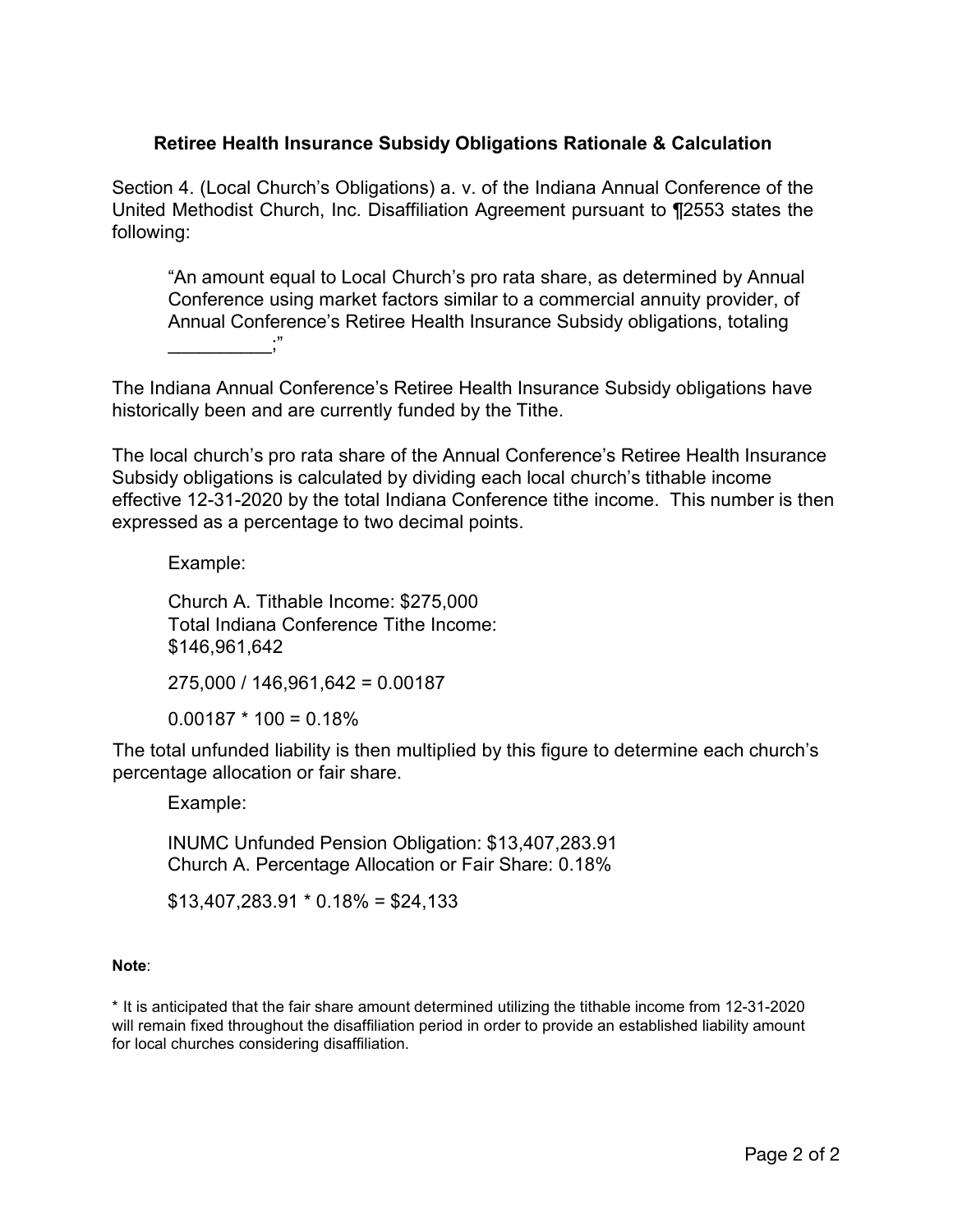### Retiree Health Insurance Subsidy Obligations Rationale & Calculation

Section 4. (Local Church's Obligations) a. v. of the Indiana Annual Conference of the United Methodist Church, Inc. Disaffiliation Agreement pursuant to ¶2553 states the following:

> "An amount equal to Local Church's pro rata share, as determined by Annual Conference using market factors similar to a commercial annuity provider, of Annual Conference's Retiree Health Insurance Subsidy obligations, totaling __________;"

The Indiana Annual Conference's Retiree Health Insurance Subsidy obligations have historically been and are currently funded by the Tithe.

The local church's pro rata share of the Annual Conference's Retiree Health Insurance Subsidy obligations is calculated by dividing each local church's tithable income effective 12-31-2020 by the total Indiana Conference tithe income. This number is then expressed as a percentage to two decimal points.

Example:

Church A. Tithable Income: $275,000
Total Indiana Conference Tithe Income: $146,961,642

275,000 / 146,961,642 = 0.00187

0.00187 * 100 = 0.18%

The total unfunded liability is then multiplied by this figure to determine each church's percentage allocation or fair share.

Example:

INUMC Unfunded Pension Obligation: $13,407,283.91
Church A. Percentage Allocation or Fair Share: 0.18%

$13,407,283.91 * 0.18% = $24,133

**Note**:

* It is anticipated that the fair share amount determined utilizing the tithable income from 12-31-2020 will remain fixed throughout the disaffiliation period in order to provide an established liability amount for local churches considering disaffiliation.